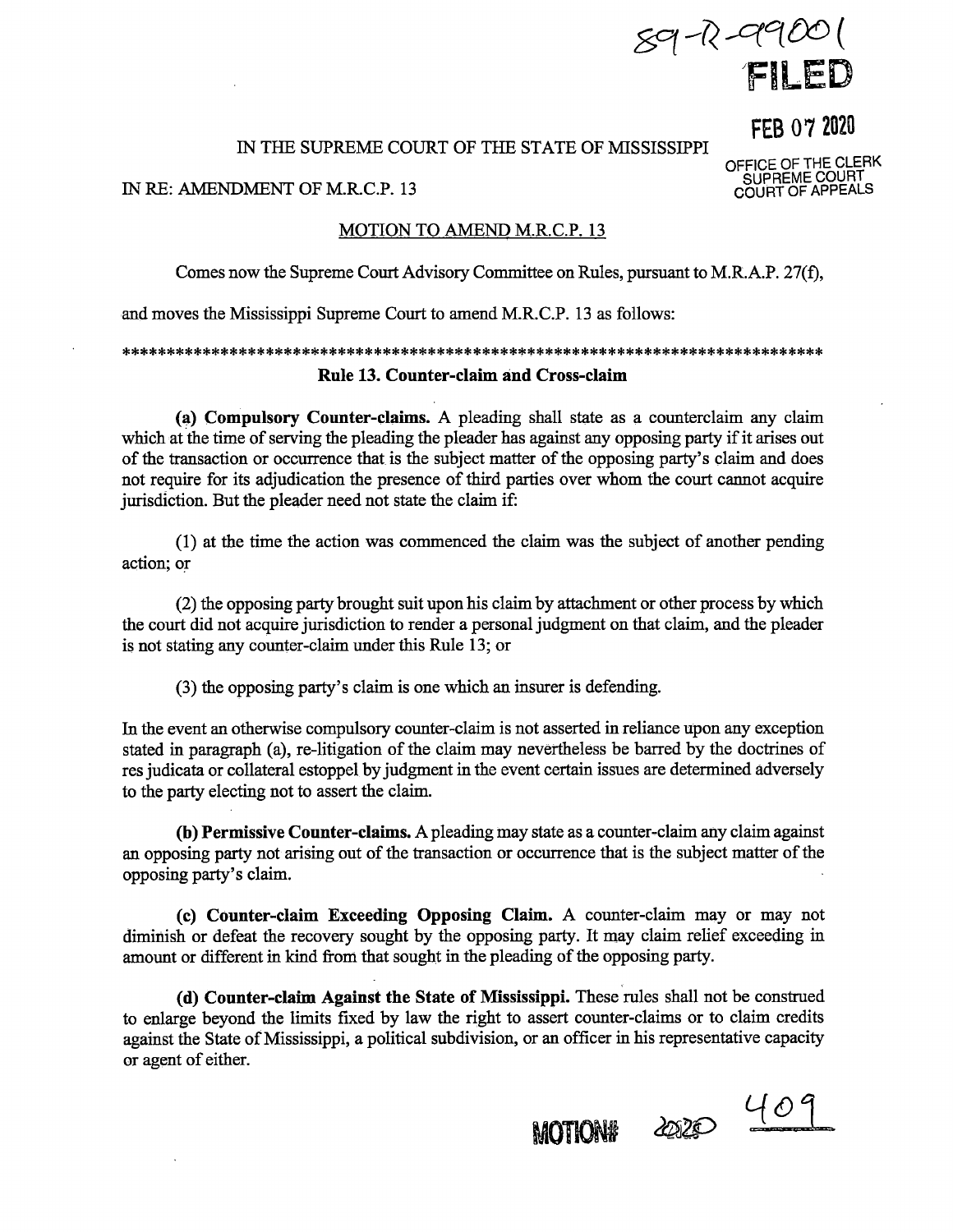89-R-99001

FILED

FEB 07 2020

OFFICE OF THE CLERK
SUPREME COURT
COURT OF APPEALS

IN THE SUPREME COURT OF THE STATE OF MISSISSIPPI

IN RE: AMENDMENT OF M.R.C.P. 13

MOTION TO AMEND M.R.C.P. 13

Comes now the Supreme Court Advisory Committee on Rules, pursuant to M.R.A.P. 27(f), and moves the Mississippi Supreme Court to amend M.R.C.P. 13 as follows:

*********************************************************************************

**Rule 13. Counter-claim and Cross-claim**

**(a) Compulsory Counter-claims.** A pleading shall state as a counterclaim any claim which at the time of serving the pleading the pleader has against any opposing party if it arises out of the transaction or occurrence that is the subject matter of the opposing party's claim and does not require for its adjudication the presence of third parties over whom the court cannot acquire jurisdiction. But the pleader need not state the claim if:

(1) at the time the action was commenced the claim was the subject of another pending action; or

(2) the opposing party brought suit upon his claim by attachment or other process by which the court did not acquire jurisdiction to render a personal judgment on that claim, and the pleader is not stating any counter-claim under this Rule 13; or

(3) the opposing party's claim is one which an insurer is defending.

In the event an otherwise compulsory counter-claim is not asserted in reliance upon any exception stated in paragraph (a), re-litigation of the claim may nevertheless be barred by the doctrines of res judicata or collateral estoppel by judgment in the event certain issues are determined adversely to the party electing not to assert the claim.

**(b) Permissive Counter-claims.** A pleading may state as a counter-claim any claim against an opposing party not arising out of the transaction or occurrence that is the subject matter of the opposing party's claim.

**(c) Counter-claim Exceeding Opposing Claim.** A counter-claim may or may not diminish or defeat the recovery sought by the opposing party. It may claim relief exceeding in amount or different in kind from that sought in the pleading of the opposing party.

**(d) Counter-claim Against the State of Mississippi.** These rules shall not be construed to enlarge beyond the limits fixed by law the right to assert counter-claims or to claim credits against the State of Mississippi, a political subdivision, or an officer in his representative capacity or agent of either.

MOTION# 2020 409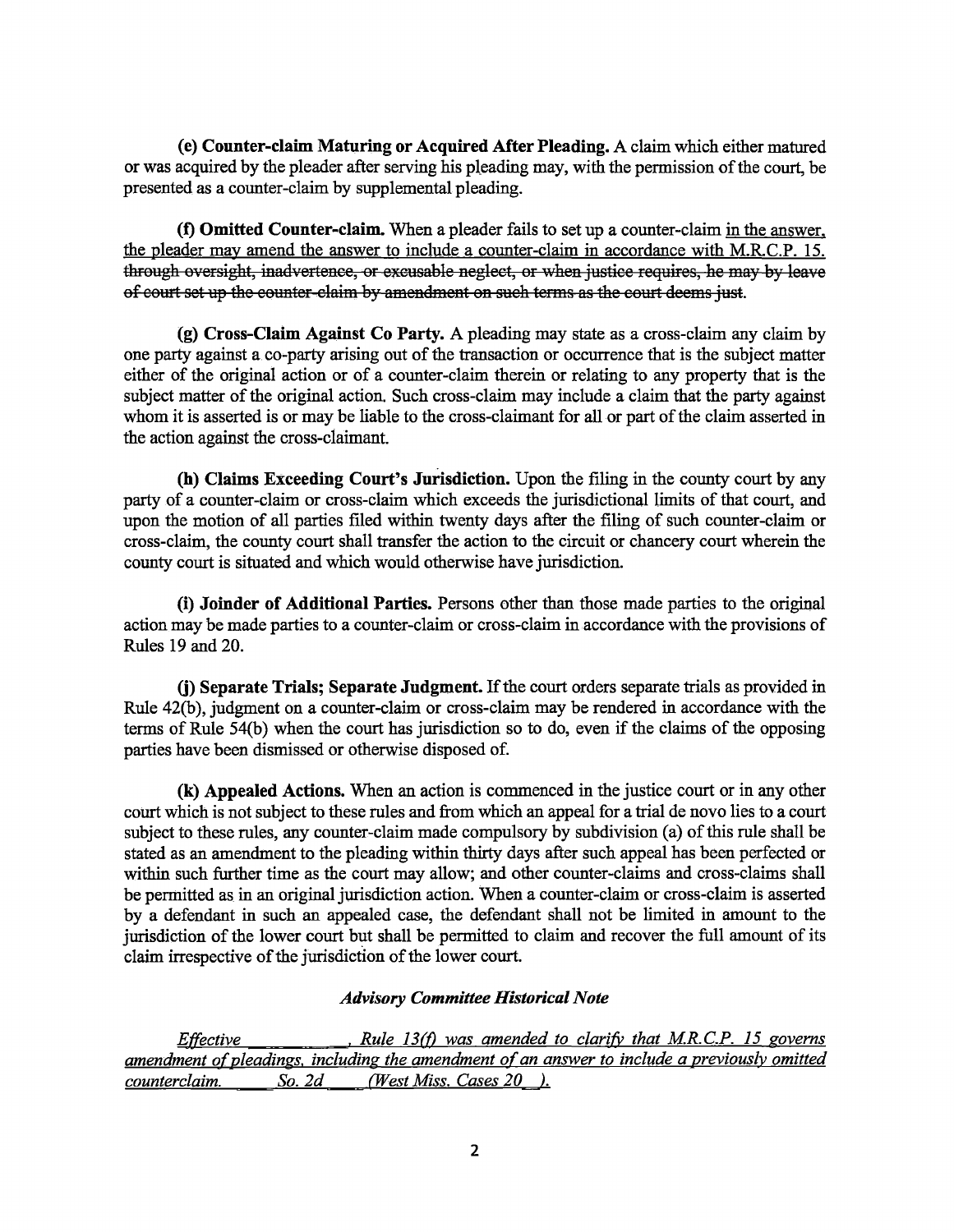**(e) Counter-claim Maturing or Acquired After Pleading.** A claim which either matured or was acquired by the pleader after serving his pleading may, with the permission of the court, be presented as a counter-claim by supplemental pleading.

**(f) Omitted Counter-claim.** When a pleader fails to set up a counter-claim <u>in the answer, the pleader may amend the answer to include a counter-claim in accordance with M.R.C.P. 15.</u> ~~through oversight, inadvertence, or excusable neglect, or when justice requires, he may by leave of court set up the counter-claim by amendment on such terms as the court deems just.~~

**(g) Cross-Claim Against Co Party.** A pleading may state as a cross-claim any claim by one party against a co-party arising out of the transaction or occurrence that is the subject matter either of the original action or of a counter-claim therein or relating to any property that is the subject matter of the original action. Such cross-claim may include a claim that the party against whom it is asserted is or may be liable to the cross-claimant for all or part of the claim asserted in the action against the cross-claimant.

**(h) Claims Exceeding Court's Jurisdiction.** Upon the filing in the county court by any party of a counter-claim or cross-claim which exceeds the jurisdictional limits of that court, and upon the motion of all parties filed within twenty days after the filing of such counter-claim or cross-claim, the county court shall transfer the action to the circuit or chancery court wherein the county court is situated and which would otherwise have jurisdiction.

**(i) Joinder of Additional Parties.** Persons other than those made parties to the original action may be made parties to a counter-claim or cross-claim in accordance with the provisions of Rules 19 and 20.

**(j) Separate Trials; Separate Judgment.** If the court orders separate trials as provided in Rule 42(b), judgment on a counter-claim or cross-claim may be rendered in accordance with the terms of Rule 54(b) when the court has jurisdiction so to do, even if the claims of the opposing parties have been dismissed or otherwise disposed of.

**(k) Appealed Actions.** When an action is commenced in the justice court or in any other court which is not subject to these rules and from which an appeal for a trial de novo lies to a court subject to these rules, any counter-claim made compulsory by subdivision (a) of this rule shall be stated as an amendment to the pleading within thirty days after such appeal has been perfected or within such further time as the court may allow; and other counter-claims and cross-claims shall be permitted as in an original jurisdiction action. When a counter-claim or cross-claim is asserted by a defendant in such an appealed case, the defendant shall not be limited in amount to the jurisdiction of the lower court but shall be permitted to claim and recover the full amount of its claim irrespective of the jurisdiction of the lower court.

***Advisory Committee Historical Note***

<u>*Effective \_\_\_\_\_\_\_\_\_, Rule 13(f) was amended to clarify that M.R.C.P. 15 governs amendment of pleadings, including the amendment of an answer to include a previously omitted counterclaim. \_\_\_\_ So. 2d \_\_\_\_ (West Miss. Cases 20\_\_).*</u>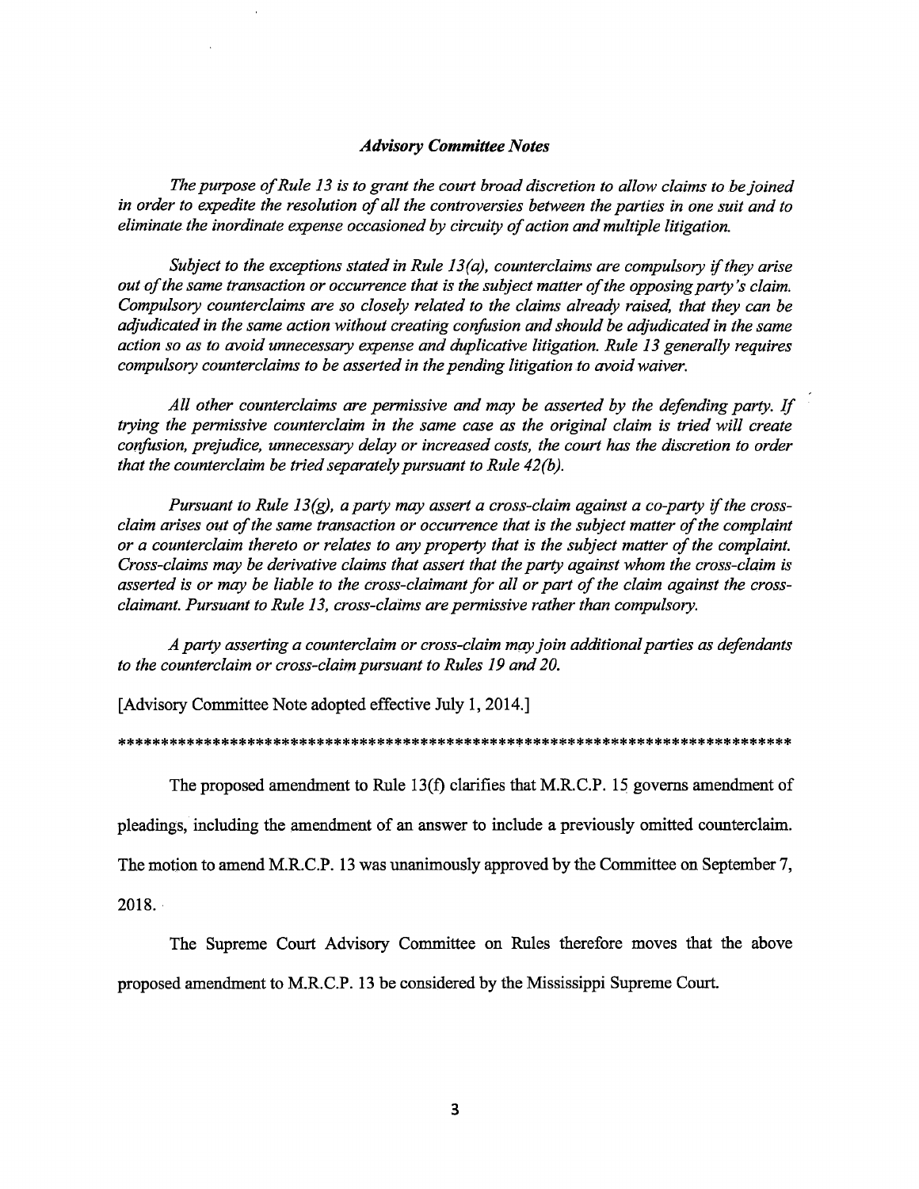### *Advisory Committee Notes*

*The purpose of Rule 13 is to grant the court broad discretion to allow claims to be joined in order to expedite the resolution of all the controversies between the parties in one suit and to eliminate the inordinate expense occasioned by circuity of action and multiple litigation.*

*Subject to the exceptions stated in Rule 13(a), counterclaims are compulsory if they arise out of the same transaction or occurrence that is the subject matter of the opposing party's claim. Compulsory counterclaims are so closely related to the claims already raised, that they can be adjudicated in the same action without creating confusion and should be adjudicated in the same action so as to avoid unnecessary expense and duplicative litigation. Rule 13 generally requires compulsory counterclaims to be asserted in the pending litigation to avoid waiver.*

*All other counterclaims are permissive and may be asserted by the defending party. If trying the permissive counterclaim in the same case as the original claim is tried will create confusion, prejudice, unnecessary delay or increased costs, the court has the discretion to order that the counterclaim be tried separately pursuant to Rule 42(b).*

*Pursuant to Rule 13(g), a party may assert a cross-claim against a co-party if the cross-claim arises out of the same transaction or occurrence that is the subject matter of the complaint or a counterclaim thereto or relates to any property that is the subject matter of the complaint. Cross-claims may be derivative claims that assert that the party against whom the cross-claim is asserted is or may be liable to the cross-claimant for all or part of the claim against the cross-claimant. Pursuant to Rule 13, cross-claims are permissive rather than compulsory.*

*A party asserting a counterclaim or cross-claim may join additional parties as defendants to the counterclaim or cross-claim pursuant to Rules 19 and 20.*

[Advisory Committee Note adopted effective July 1, 2014.]

*******************************************************************************

The proposed amendment to Rule 13(f) clarifies that M.R.C.P. 15 governs amendment of pleadings, including the amendment of an answer to include a previously omitted counterclaim. The motion to amend M.R.C.P. 13 was unanimously approved by the Committee on September 7, 2018.

The Supreme Court Advisory Committee on Rules therefore moves that the above proposed amendment to M.R.C.P. 13 be considered by the Mississippi Supreme Court.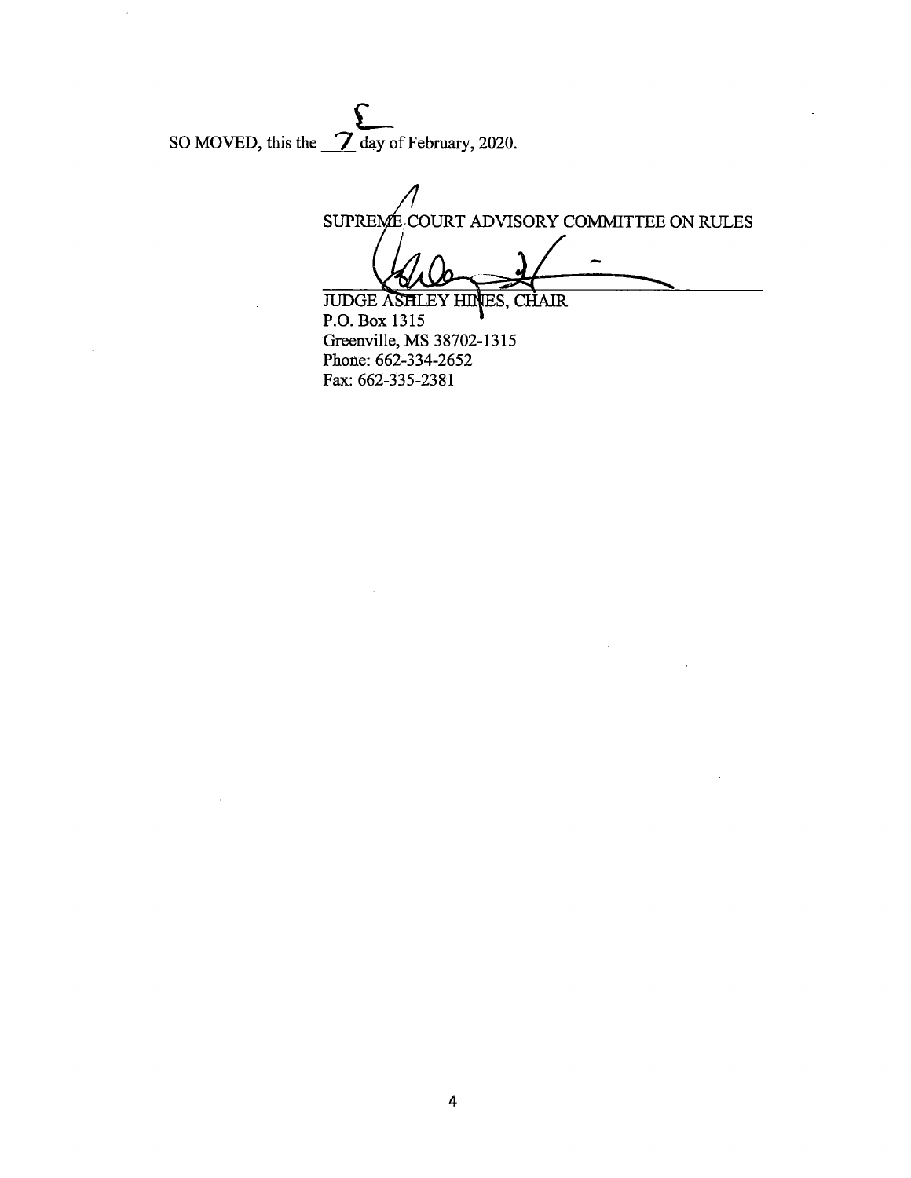SO MOVED, this the 7 day of February, 2020.

SUPREME COURT ADVISORY COMMITTEE ON RULES

JUDGE ASHLEY HINES, CHAIR
P.O. Box 1315
Greenville, MS 38702-1315
Phone: 662-334-2652
Fax: 662-335-2381